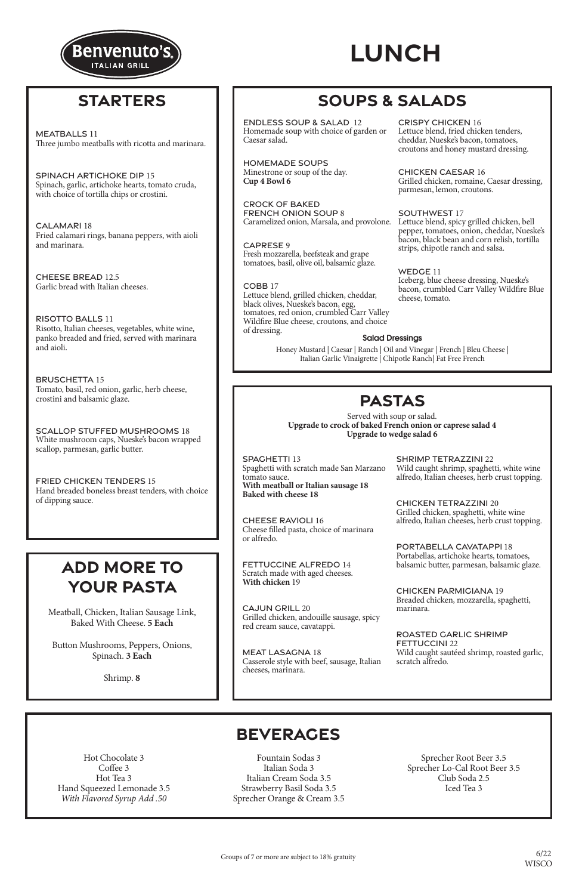Benvenuto's ITALIAN GRILL

# LUNCH

## STARTERS

**MEATBALLS** 11
Three jumbo meatballs with ricotta and marinara.

**SPINACH ARTICHOKE DIP** 15
Spinach, garlic, artichoke hearts, tomato cruda, with choice of tortilla chips or crostini.

**CALAMARI** 18
Fried calamari rings, banana peppers, with aioli and marinara.

**CHEESE BREAD** 12.5
Garlic bread with Italian cheeses.

**RISOTTO BALLS** 11
Risotto, Italian cheeses, vegetables, white wine, panko breaded and fried, served with marinara and aioli.

**BRUSCHETTA** 15
Tomato, basil, red onion, garlic, herb cheese, crostini and balsamic glaze.

**SCALLOP STUFFED MUSHROOMS** 18
White mushroom caps, Nueske's bacon wrapped scallop, parmesan, garlic butter.

**FRIED CHICKEN TENDERS** 15
Hand breaded boneless breast tenders, with choice of dipping sauce.

## ADD MORE TO YOUR PASTA

Meatball, Chicken, Italian Sausage Link, Baked With Cheese. **5 Each**

Button Mushrooms, Peppers, Onions, Spinach. **3 Each**

Shrimp. **8**

## SOUPS & SALADS

**ENDLESS SOUP & SALAD** 12
Homemade soup with choice of garden or Caesar salad.

**HOMEMADE SOUPS**
Minestrone or soup of the day.
**Cup 4 Bowl 6**

**CROCK OF BAKED FRENCH ONION SOUP** 8
Caramelized onion, Marsala, and provolone.

**CAPRESE** 9
Fresh mozzarella, beefsteak and grape tomatoes, basil, olive oil, balsamic glaze.

**COBB** 17
Lettuce blend, grilled chicken, cheddar, black olives, Nueske's bacon, egg, tomatoes, red onion, crumbled Carr Valley Wildfire Blue cheese, croutons, and choice of dressing.

**CRISPY CHICKEN** 16
Lettuce blend, fried chicken tenders, cheddar, Nueske's bacon, tomatoes, croutons and honey mustard dressing.

**CHICKEN CAESAR** 16
Grilled chicken, romaine, Caesar dressing, parmesan, lemon, croutons.

**SOUTHWEST** 17
Lettuce blend, spicy grilled chicken, bell pepper, tomatoes, onion, cheddar, Nueske's bacon, black bean and corn relish, tortilla strips, chipotle ranch and salsa.

**WEDGE** 11
Iceberg, blue cheese dressing, Nueske's bacon, crumbled Carr Valley Wildfire Blue cheese, tomato.

**Salad Dressings**
Honey Mustard | Caesar | Ranch | Oil and Vinegar | French | Bleu Cheese | Italian Garlic Vinaigrette | Chipotle Ranch| Fat Free French

## PASTAS

Served with soup or salad.
**Upgrade to crock of baked French onion or caprese salad 4**
**Upgrade to wedge salad 6**

**SPAGHETTI** 13
Spaghetti with scratch made San Marzano tomato sauce.
**With meatball or Italian sausage 18**
**Baked with cheese 18**

**CHEESE RAVIOLI** 16
Cheese filled pasta, choice of marinara or alfredo.

**FETTUCCINE ALFREDO** 14
Scratch made with aged cheeses.
**With chicken** 19

**CAJUN GRILL** 20
Grilled chicken, andouille sausage, spicy red cream sauce, cavatappi.

**MEAT LASAGNA** 18
Casserole style with beef, sausage, Italian cheeses, marinara.

**SHRIMP TETRAZZINI** 22
Wild caught shrimp, spaghetti, white wine alfredo, Italian cheeses, herb crust topping.

**CHICKEN TETRAZZINI** 20
Grilled chicken, spaghetti, white wine alfredo, Italian cheeses, herb crust topping.

**PORTABELLA CAVATAPPI** 18
Portabellas, artichoke hearts, tomatoes, balsamic butter, parmesan, balsamic glaze.

**CHICKEN PARMIGIANA** 19
Breaded chicken, mozzarella, spaghetti, marinara.

**ROASTED GARLIC SHRIMP FETTUCCINI** 22
Wild caught sautéed shrimp, roasted garlic, scratch alfredo.

## BEVERAGES

Hot Chocolate 3
Coffee 3
Hot Tea 3
Hand Squeezed Lemonade 3.5
*With Flavored Syrup Add .50*

Fountain Sodas 3
Italian Soda 3
Italian Cream Soda 3.5
Strawberry Basil Soda 3.5
Sprecher Orange & Cream 3.5

Sprecher Root Beer 3.5
Sprecher Lo-Cal Root Beer 3.5
Club Soda 2.5
Iced Tea 3

Groups of 7 or more are subject to 18% gratuity

6/22
WISCO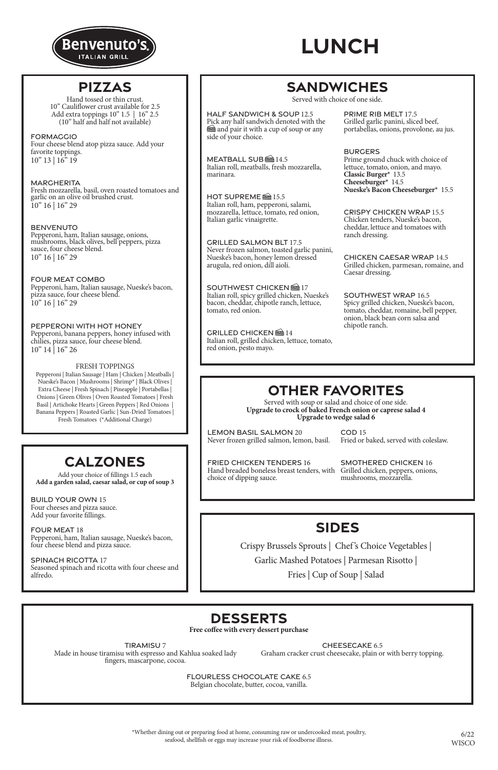Benvenuto's ITALIAN GRILL

# LUNCH

## PIZZAS

Hand tossed or thin crust.
10" Cauliflower crust available for 2.5
Add extra toppings 10" 1.5 | 16" 2.5
(10" half and half not available)

**FORMAGGIO**
Four cheese blend atop pizza sauce. Add your favorite toppings.
10" 13 | 16" 19

**MARGHERITA**
Fresh mozzarella, basil, oven roasted tomatoes and garlic on an olive oil brushed crust.
10" 16 | 16" 29

**BENVENUTO**
Pepperoni, ham, Italian sausage, onions, mushrooms, black olives, bell peppers, pizza sauce, four cheese blend.
10" 16 | 16" 29

**FOUR MEAT COMBO**
Pepperoni, ham, Italian sausage, Nueske's bacon, pizza sauce, four cheese blend.
10" 16 | 16" 29

**PEPPERONI WITH HOT HONEY**
Pepperoni, banana peppers, honey infused with chilies, pizza sauce, four cheese blend.
10" 14 | 16" 26

FRESH TOPPINGS
Pepperoni | Italian Sausage | Ham | Chicken | Meatballs | Nueske's Bacon | Mushrooms | Shrimp* | Black Olives | Extra Cheese | Fresh Spinach | Pineapple | Portabellas | Onions | Green Olives | Oven Roasted Tomatoes | Fresh Basil | Artichoke Hearts | Green Peppers | Red Onions | Banana Peppers | Roasted Garlic | Sun-Dried Tomatoes | Fresh Tomatoes (*Additional Charge)

## SANDWICHES

Served with choice of one side.

**HALF SANDWICH & SOUP** 12.5
Pick any half sandwich denoted with the 🥪 and pair it with a cup of soup or any side of your choice.

**MEATBALL SUB** 🥪 14.5
Italian roll, meatballs, fresh mozzarella, marinara.

**HOT SUPREME** 🥪 15.5
Italian roll, ham, pepperoni, salami, mozzarella, lettuce, tomato, red onion, Italian garlic vinaigrette.

**GRILLED SALMON BLT** 17.5
Never frozen salmon, toasted garlic panini, Nueske's bacon, honey lemon dressed arugula, red onion, dill aioli.

**SOUTHWEST CHICKEN** 🥪 17
Italian roll, spicy grilled chicken, Nueske's bacon, cheddar, chipotle ranch, lettuce, tomato, red onion.

**GRILLED CHICKEN** 🥪 14
Italian roll, grilled chicken, lettuce, tomato, red onion, pesto mayo.

**PRIME RIB MELT** 17.5
Grilled garlic panini, sliced beef, portabellas, onions, provolone, au jus.

**BURGERS**
Prime ground chuck with choice of lettuce, tomato, onion, and mayo.
**Classic Burger*** 13.5
**Cheeseburger*** 14.5
**Nueske's Bacon Cheeseburger*** 15.5

**CRISPY CHICKEN WRAP** 15.5
Chicken tenders, Nueske's bacon, cheddar, lettuce and tomatoes with ranch dressing.

**CHICKEN CAESAR WRAP** 14.5
Grilled chicken, parmesan, romaine, and Caesar dressing.

**SOUTHWEST WRAP** 16.5
Spicy grilled chicken, Nueske's bacon, tomato, cheddar, romaine, bell pepper, onion, black bean corn salsa and chipotle ranch.

## OTHER FAVORITES

Served with soup or salad and choice of one side.
**Upgrade to crock of baked French onion or caprese salad 4**
**Upgrade to wedge salad 6**

**LEMON BASIL SALMON** 20
Never frozen grilled salmon, lemon, basil.

**FRIED CHICKEN TENDERS** 16
Hand breaded boneless breast tenders, with choice of dipping sauce.

**COD** 15
Fried or baked, served with coleslaw.

**SMOTHERED CHICKEN** 16
Grilled chicken, peppers, onions, mushrooms, mozzarella.

## CALZONES

Add your choice of fillings 1.5 each
**Add a garden salad, caesar salad, or cup of soup 3**

**BUILD YOUR OWN** 15
Four cheeses and pizza sauce. Add your favorite fillings.

**FOUR MEAT** 18
Pepperoni, ham, Italian sausage, Nueske's bacon, four cheese blend and pizza sauce.

**SPINACH RICOTTA** 17
Seasoned spinach and ricotta with four cheese and alfredo.

## SIDES

Crispy Brussels Sprouts | Chef's Choice Vegetables | Garlic Mashed Potatoes | Parmesan Risotto | Fries | Cup of Soup | Salad

## DESSERTS

**Free coffee with every dessert purchase**

**TIRAMISU** 7
Made in house tiramisu with espresso and Kahlua soaked lady fingers, mascarpone, cocoa.

**CHEESECAKE** 6.5
Graham cracker crust cheesecake, plain or with berry topping.

**FLOURLESS CHOCOLATE CAKE** 6.5
Belgian chocolate, butter, cocoa, vanilla.

*Whether dining out or preparing food at home, consuming raw or undercooked meat, poultry, seafood, shellfish or eggs may increase your risk of foodborne illness.

6/22
WISCO